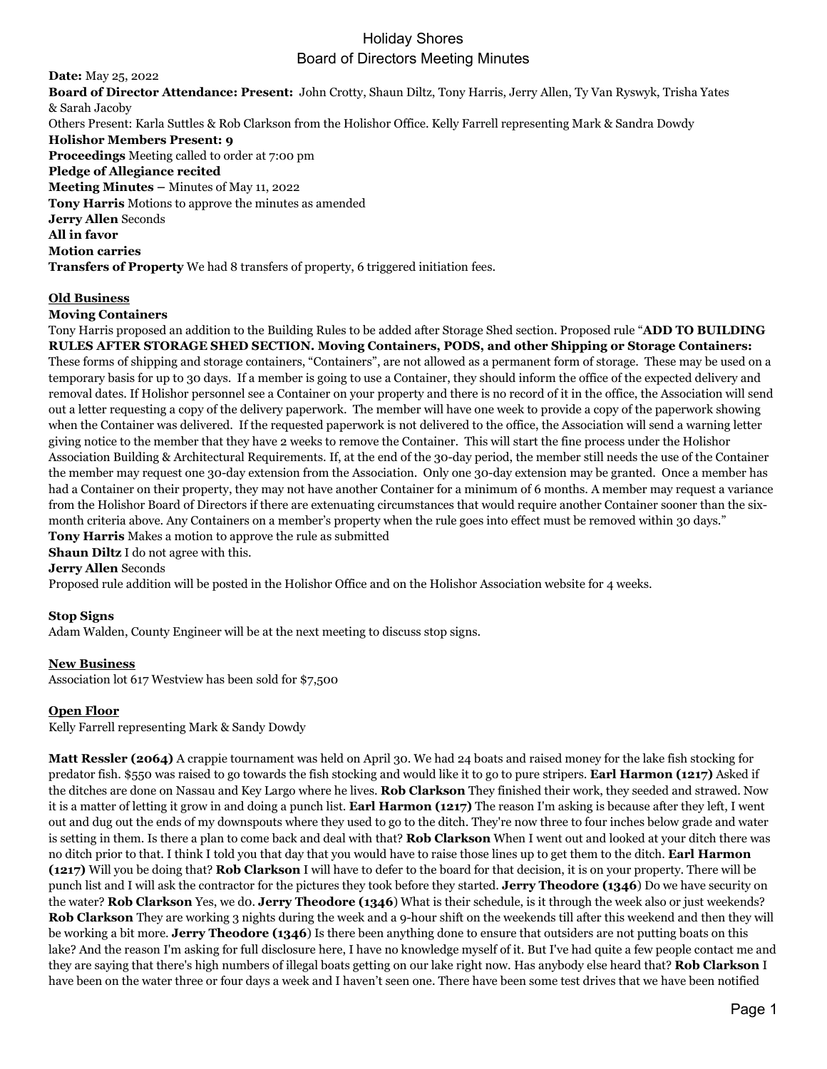# Holiday Shores
## Board of Directors Meeting Minutes

**Date:** May 25, 2022
**Board of Director Attendance: Present:** John Crotty, Shaun Diltz, Tony Harris, Jerry Allen, Ty Van Ryswyk, Trisha Yates & Sarah Jacoby
Others Present: Karla Suttles & Rob Clarkson from the Holishor Office. Kelly Farrell representing Mark & Sandra Dowdy
**Holishor Members Present: 9**
**Proceedings** Meeting called to order at 7:00 pm
**Pledge of Allegiance recited**
**Meeting Minutes –** Minutes of May 11, 2022
**Tony Harris** Motions to approve the minutes as amended
**Jerry Allen** Seconds
**All in favor**
**Motion carries**
**Transfers of Property** We had 8 transfers of property, 6 triggered initiation fees.

**Old Business**

**Moving Containers**
Tony Harris proposed an addition to the Building Rules to be added after Storage Shed section. Proposed rule "**ADD TO BUILDING RULES AFTER STORAGE SHED SECTION. Moving Containers, PODS, and other Shipping or Storage Containers:** These forms of shipping and storage containers, "Containers", are not allowed as a permanent form of storage. These may be used on a temporary basis for up to 30 days. If a member is going to use a Container, they should inform the office of the expected delivery and removal dates. If Holishor personnel see a Container on your property and there is no record of it in the office, the Association will send out a letter requesting a copy of the delivery paperwork. The member will have one week to provide a copy of the paperwork showing when the Container was delivered. If the requested paperwork is not delivered to the office, the Association will send a warning letter giving notice to the member that they have 2 weeks to remove the Container. This will start the fine process under the Holishor Association Building & Architectural Requirements. If, at the end of the 30-day period, the member still needs the use of the Container the member may request one 30-day extension from the Association. Only one 30-day extension may be granted. Once a member has had a Container on their property, they may not have another Container for a minimum of 6 months. A member may request a variance from the Holishor Board of Directors if there are extenuating circumstances that would require another Container sooner than the six-month criteria above. Any Containers on a member's property when the rule goes into effect must be removed within 30 days."
**Tony Harris** Makes a motion to approve the rule as submitted
**Shaun Diltz** I do not agree with this.
**Jerry Allen** Seconds
Proposed rule addition will be posted in the Holishor Office and on the Holishor Association website for 4 weeks.

**Stop Signs**
Adam Walden, County Engineer will be at the next meeting to discuss stop signs.

**New Business**
Association lot 617 Westview has been sold for $7,500

**Open Floor**
Kelly Farrell representing Mark & Sandy Dowdy

**Matt Ressler (2064)** A crappie tournament was held on April 30. We had 24 boats and raised money for the lake fish stocking for predator fish. $550 was raised to go towards the fish stocking and would like it to go to pure stripers. **Earl Harmon (1217)** Asked if the ditches are done on Nassau and Key Largo where he lives. **Rob Clarkson** They finished their work, they seeded and strawed. Now it is a matter of letting it grow in and doing a punch list. **Earl Harmon (1217)** The reason I'm asking is because after they left, I went out and dug out the ends of my downspouts where they used to go to the ditch. They're now three to four inches below grade and water is setting in them. Is there a plan to come back and deal with that? **Rob Clarkson** When I went out and looked at your ditch there was no ditch prior to that. I think I told you that day that you would have to raise those lines up to get them to the ditch. **Earl Harmon (1217)** Will you be doing that? **Rob Clarkson** I will have to defer to the board for that decision, it is on your property. There will be punch list and I will ask the contractor for the pictures they took before they started. **Jerry Theodore (1346)** Do we have security on the water? **Rob Clarkson** Yes, we do. **Jerry Theodore (1346)** What is their schedule, is it through the week also or just weekends? **Rob Clarkson** They are working 3 nights during the week and a 9-hour shift on the weekends till after this weekend and then they will be working a bit more. **Jerry Theodore (1346)** Is there been anything done to ensure that outsiders are not putting boats on this lake? And the reason I'm asking for full disclosure here, I have no knowledge myself of it. But I've had quite a few people contact me and they are saying that there's high numbers of illegal boats getting on our lake right now. Has anybody else heard that? **Rob Clarkson** I have been on the water three or four days a week and I haven't seen one. There have been some test drives that we have been notified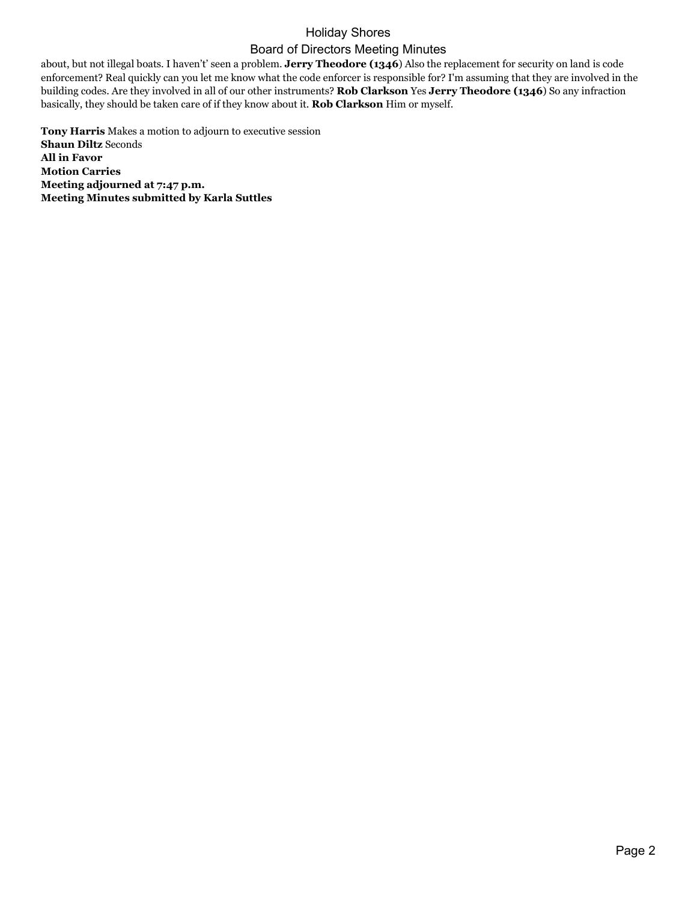about, but not illegal boats. I haven't' seen a problem. **Jerry Theodore (1346**) Also the replacement for security on land is code enforcement? Real quickly can you let me know what the code enforcer is responsible for? I'm assuming that they are involved in the building codes. Are they involved in all of our other instruments? **Rob Clarkson** Yes **Jerry Theodore (1346**) So any infraction basically, they should be taken care of if they know about it. **Rob Clarkson** Him or myself.

**Tony Harris** Makes a motion to adjourn to executive session
**Shaun Diltz** Seconds
**All in Favor**
**Motion Carries**
**Meeting adjourned at 7:47 p.m.**
**Meeting Minutes submitted by Karla Suttles**